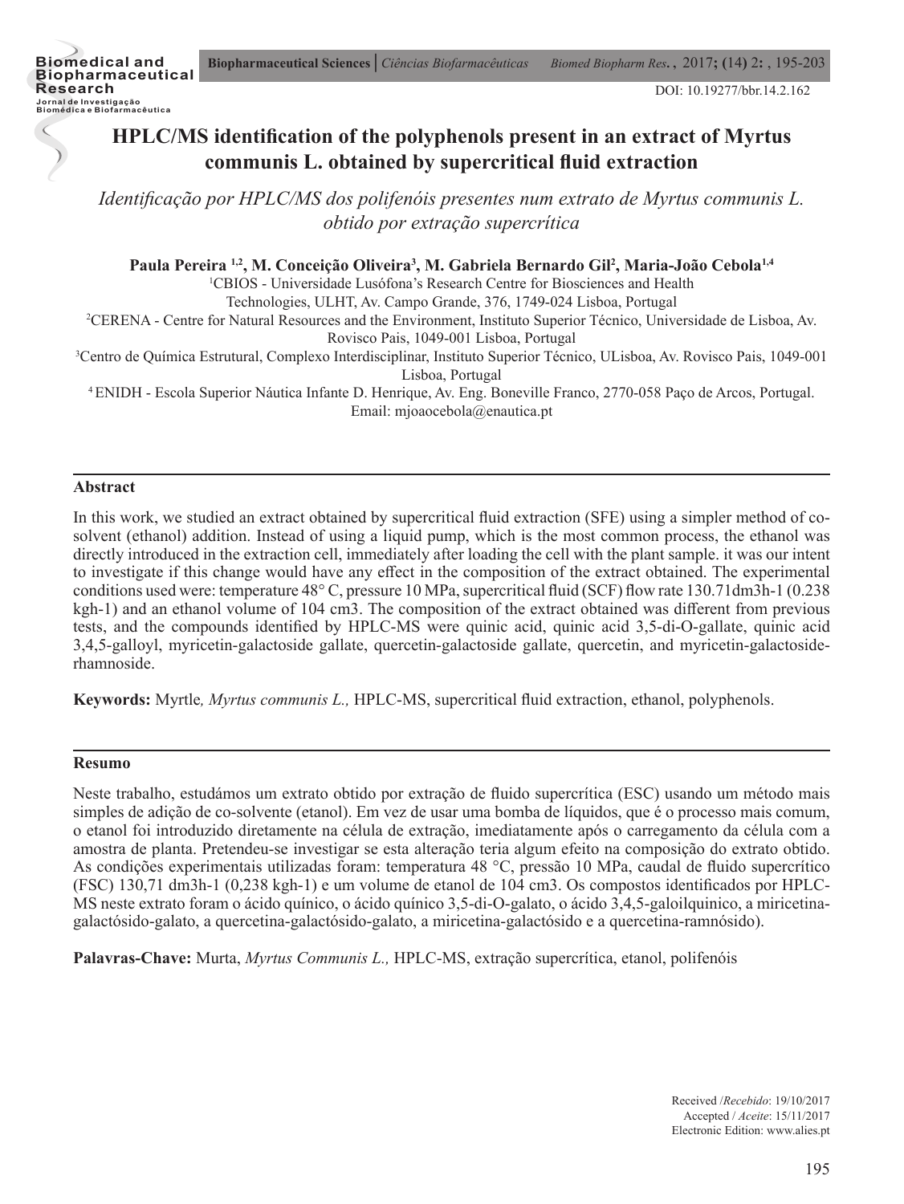# HPLC/MS identification of the polyphenols present in an extract of Myrtus communis L. obtained by supercritical fluid extraction

*Identificação por HPLC/MS dos polifenóis presentes num extrato de Myrtus communis L. obtido por extração supercrítica*

**Paula Pereira [1,2], M. Conceição Oliveira[3], M. Gabriela Bernardo Gil[2], Maria-João Cebola[1,4]**

[1]CBIOS - Universidade Lusófona's Research Centre for Biosciences and Health Technologies, ULHT, Av. Campo Grande, 376, 1749-024 Lisboa, Portugal

[2]CERENA - Centre for Natural Resources and the Environment, Instituto Superior Técnico, Universidade de Lisboa, Av. Rovisco Pais, 1049-001 Lisboa, Portugal

[3]Centro de Química Estrutural, Complexo Interdisciplinar, Instituto Superior Técnico, ULisboa, Av. Rovisco Pais, 1049-001 Lisboa, Portugal

[4]ENIDH - Escola Superior Náutica Infante D. Henrique, Av. Eng. Boneville Franco, 2770-058 Paço de Arcos, Portugal.

Email: mjoaocebola@enautica.pt

DOI: 10.19277/bbr.14.2.162

## Abstract

In this work, we studied an extract obtained by supercritical fluid extraction (SFE) using a simpler method of co-solvent (ethanol) addition. Instead of using a liquid pump, which is the most common process, the ethanol was directly introduced in the extraction cell, immediately after loading the cell with the plant sample. it was our intent to investigate if this change would have any effect in the composition of the extract obtained. The experimental conditions used were: temperature 48° C, pressure 10 MPa, supercritical fluid (SCF) flow rate 130.71dm3h-1 (0.238 kgh-1) and an ethanol volume of 104 cm3. The composition of the extract obtained was different from previous tests, and the compounds identified by HPLC-MS were quinic acid, quinic acid 3,5-di-O-gallate, quinic acid 3,4,5-galloyl, myricetin-galactoside gallate, quercetin-galactoside gallate, quercetin, and myricetin-galactoside-rhamnoside.

**Keywords:** Myrtle*, Myrtus communis L.,* HPLC-MS, supercritical fluid extraction, ethanol, polyphenols.

## Resumo

Neste trabalho, estudámos um extrato obtido por extração de fluido supercrítica (ESC) usando um método mais simples de adição de co-solvente (etanol). Em vez de usar uma bomba de líquidos, que é o processo mais comum, o etanol foi introduzido diretamente na célula de extração, imediatamente após o carregamento da célula com a amostra de planta. Pretendeu-se investigar se esta alteração teria algum efeito na composição do extrato obtido. As condições experimentais utilizadas foram: temperatura 48 °C, pressão 10 MPa, caudal de fluido supercrítico (FSC) 130,71 dm3h-1 (0,238 kgh-1) e um volume de etanol de 104 cm3. Os compostos identificados por HPLC-MS neste extrato foram o ácido químico, o ácido químico 3,5-di-O-galato, o ácido 3,4,5-galoilquinico, a miricetina-galactósido-galato, a quercetina-galactósido-galato, a miricetina-galactósido e a quercetina-ramnósido).

**Palavras-Chave:** Murta, *Myrtus Communis L.,* HPLC-MS, extração supercrítica, etanol, polifenóis

Received /*Recebido*: 19/10/2017
Accepted / *Aceite*: 15/11/2017
Electronic Edition: www.alies.pt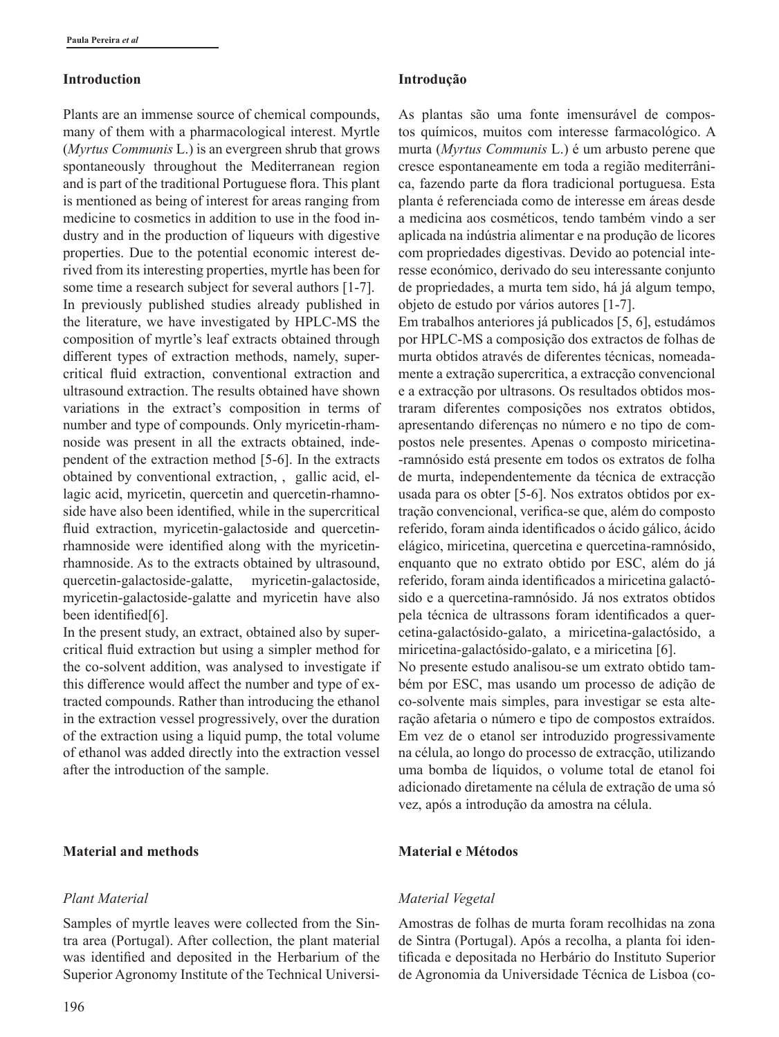## Introduction

Plants are an immense source of chemical compounds, many of them with a pharmacological interest. Myrtle (*Myrtus Communis* L.) is an evergreen shrub that grows spontaneously throughout the Mediterranean region and is part of the traditional Portuguese flora. This plant is mentioned as being of interest for areas ranging from medicine to cosmetics in addition to use in the food industry and in the production of liqueurs with digestive properties. Due to the potential economic interest derived from its interesting properties, myrtle has been for some time a research subject for several authors [1-7].

In previously published studies already published in the literature, we have investigated by HPLC-MS the composition of myrtle's leaf extracts obtained through different types of extraction methods, namely, supercritical fluid extraction, conventional extraction and ultrasound extraction. The results obtained have shown variations in the extract's composition in terms of number and type of compounds. Only myricetin-rhamnoside was present in all the extracts obtained, independent of the extraction method [5-6]. In the extracts obtained by conventional extraction, , gallic acid, ellagic acid, myricetin, quercetin and quercetin-rhamnoside have also been identified, while in the supercritical fluid extraction, myricetin-galactoside and quercetin-rhamnoside were identified along with the myricetin-rhamnoside. As to the extracts obtained by ultrasound, quercetin-galactoside-galatte, myricetin-galactoside, myricetin-galactoside-galatte and myricetin have also been identified[6].

In the present study, an extract, obtained also by supercritical fluid extraction but using a simpler method for the co-solvent addition, was analysed to investigate if this difference would affect the number and type of extracted compounds. Rather than introducing the ethanol in the extraction vessel progressively, over the duration of the extraction using a liquid pump, the total volume of ethanol was added directly into the extraction vessel after the introduction of the sample.

## Introdução

As plantas são uma fonte imensurável de compostos químicos, muitos com interesse farmacológico. A murta (*Myrtus Communis* L.) é um arbusto perene que cresce espontaneamente em toda a região mediterrânica, fazendo parte da flora tradicional portuguesa. Esta planta é referenciada como de interesse em áreas desde a medicina aos cosméticos, tendo também vindo a ser aplicada na indústria alimentar e na produção de licores com propriedades digestivas. Devido ao potencial interesse económico, derivado do seu interessante conjunto de propriedades, a murta tem sido, há já algum tempo, objeto de estudo por vários autores [1-7].

Em trabalhos anteriores já publicados [5, 6], estudámos por HPLC-MS a composição dos extractos de folhas de murta obtidos através de diferentes técnicas, nomeadamente a extração supercritica, a extracção convencional e a extracção por ultrasons. Os resultados obtidos mostraram diferentes composições nos extratos obtidos, apresentando diferenças no número e no tipo de compostos nele presentes. Apenas o composto miricetina-ramnósido está presente em todos os extratos de folha de murta, independentemente da técnica de extracção usada para os obter [5-6]. Nos extratos obtidos por extração convencional, verifica-se que, além do composto referido, foram ainda identificados o ácido gálico, ácido elágico, miricetina, quercetina e quercetina-ramnósido, enquanto que no extrato obtido por ESC, além do já referido, foram ainda identificados a miricetina galactósido e a quercetina-ramnósido. Já nos extratos obtidos pela técnica de ultrassons foram identificados a quercetina-galactósido-galato, a miricetina-galactósido, a miricetina-galactósido-galato, e a miricetina [6].

No presente estudo analisou-se um extrato obtido também por ESC, mas usando um processo de adição de co-solvente mais simples, para investigar se esta alteração afetaria o número e tipo de compostos extraídos. Em vez de o etanol ser introduzido progressivamente na célula, ao longo do processo de extracção, utilizando uma bomba de líquidos, o volume total de etanol foi adicionado diretamente na célula de extração de uma só vez, após a introdução da amostra na célula.

## Material and methods

### Plant Material

Samples of myrtle leaves were collected from the Sintra area (Portugal). After collection, the plant material was identified and deposited in the Herbarium of the Superior Agronomy Institute of the Technical Universi-

## Material e Métodos

### Material Vegetal

Amostras de folhas de murta foram recolhidas na zona de Sintra (Portugal). Após a recolha, a planta foi identificada e depositada no Herbário do Instituto Superior de Agronomia da Universidade Técnica de Lisboa (co-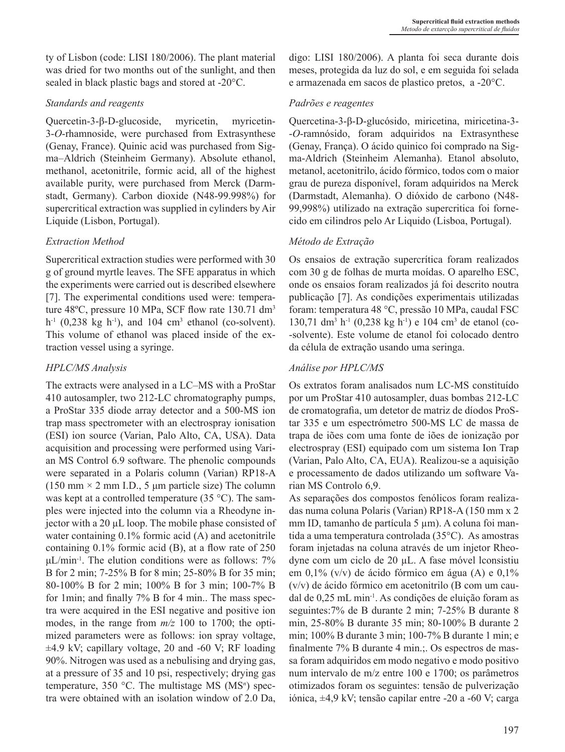ty of Lisbon (code: LISI 180/2006). The plant material was dried for two months out of the sunlight, and then sealed in black plastic bags and stored at -20°C.

*Standards and reagents*

Quercetin-3-β-D-glucoside, myricetin, myricetin-3-*O*-rhamnoside, were purchased from Extrasynthese (Genay, France). Quinic acid was purchased from Sigma–Aldrich (Steinheim Germany). Absolute ethanol, methanol, acetonitrile, formic acid, all of the highest available purity, were purchased from Merck (Darmstadt, Germany). Carbon dioxide (N48-99.998%) for supercritical extraction was supplied in cylinders by Air Liquide (Lisbon, Portugal).

*Extraction Method*

Supercritical extraction studies were performed with 30 g of ground myrtle leaves. The SFE apparatus in which the experiments were carried out is described elsewhere [7]. The experimental conditions used were: temperature 48ºC, pressure 10 MPa, SCF flow rate 130.71 $dm^3$ $h^{-1}$ (0,238 kg $h^{-1}$), and 104 $cm^3$ ethanol (co-solvent). This volume of ethanol was placed inside of the extraction vessel using a syringe.

*HPLC/MS Analysis*

The extracts were analysed in a LC–MS with a ProStar 410 autosampler, two 212-LC chromatography pumps, a ProStar 335 diode array detector and a 500-MS ion trap mass spectrometer with an electrospray ionisation (ESI) ion source (Varian, Palo Alto, CA, USA). Data acquisition and processing were performed using Varian MS Control 6.9 software. The phenolic compounds were separated in a Polaris column (Varian) RP18-A (150 mm × 2 mm I.D., 5 µm particle size) The column was kept at a controlled temperature (35 °C). The samples were injected into the column via a Rheodyne injector with a 20 µL loop. The mobile phase consisted of water containing 0.1% formic acid (A) and acetonitrile containing 0.1% formic acid (B), at a flow rate of 250 µL/min$^{-1}$. The elution conditions were as follows: 7% B for 2 min; 7-25% B for 8 min; 25-80% B for 35 min; 80-100% B for 2 min; 100% B for 3 min; 100-7% B for 1min; and finally 7% B for 4 min.. The mass spectra were acquired in the ESI negative and positive ion modes, in the range from *m/z* 100 to 1700; the optimized parameters were as follows: ion spray voltage, ±4.9 kV; capillary voltage, 20 and -60 V; RF loading 90%. Nitrogen was used as a nebulising and drying gas, at a pressure of 35 and 10 psi, respectively; drying gas temperature, 350 °C. The multistage MS ($MS^n$) spectra were obtained with an isolation window of 2.0 Da,

digo: LISI 180/2006). A planta foi seca durante dois meses, protegida da luz do sol, e em seguida foi selada e armazenada em sacos de plastico pretos, a -20°C.

*Padrões e reagentes*

Quercetina-3-β-D-glucósido, miricetina, miricetina-3--*O*-ramnósido, foram adquiridos na Extrasynthese (Genay, França). O ácido quinico foi comprado na Sigma-Aldrich (Steinheim Alemanha). Etanol absoluto, metanol, acetonitrilo, ácido fórmico, todos com o maior grau de pureza disponível, foram adquiridos na Merck (Darmstadt, Alemanha). O dióxido de carbono (N48-99,998%) utilizado na extração supercritica foi fornecido em cilindros pelo Ar Liquido (Lisboa, Portugal).

*Método de Extração*

Os ensaios de extração supercrítica foram realizados com 30 g de folhas de murta moídas. O aparelho ESC, onde os ensaios foram realizados já foi descrito noutra publicação [7]. As condições experimentais utilizadas foram: temperatura 48 °C, pressão 10 MPa, caudal FSC 130,71 $dm^3$ $h^{-1}$ (0,238 kg $h^{-1}$) e 104 $cm^3$ de etanol (co--solvente). Este volume de etanol foi colocado dentro da célula de extração usando uma seringa.

*Análise por HPLC/MS*

Os extratos foram analisados num LC-MS constituído por um ProStar 410 autosampler, duas bombas 212-LC de cromatografia, um detetor de matriz de díodos ProStar 335 e um espectrómetro 500-MS LC de massa de trapa de iões com uma fonte de iões de ionização por electrospray (ESI) equipado com um sistema Ion Trap (Varian, Palo Alto, CA, EUA). Realizou-se a aquisição e processamento de dados utilizando um software Varian MS Controlo 6,9.

As separações dos compostos fenólicos foram realizadas numa coluna Polaris (Varian) RP18-A (150 mm x 2 mm ID, tamanho de partícula 5 µm). A coluna foi mantida a uma temperatura controlada (35°C). As amostras foram injetadas na coluna através de um injetor Rheodyne com um ciclo de 20 µL. A fase móvel lconsistiu em 0,1% (v/v) de ácido fórmico em água (A) e 0,1% (v/v) de ácido fórmico em acetonitrilo (B com um caudal de 0,25 mL min$^{-1}$. As condições de eluição foram as seguintes:7% de B durante 2 min; 7-25% B durante 8 min, 25-80% B durante 35 min; 80-100% B durante 2 min; 100% B durante 3 min; 100-7% B durante 1 min; e finalmente 7% B durante 4 min.;. Os espectros de massa foram adquiridos em modo negativo e modo positivo num intervalo de m/z entre 100 e 1700; os parâmetros otimizados foram os seguintes: tensão de pulverização iónica, ±4,9 kV; tensão capilar entre -20 a -60 V; carga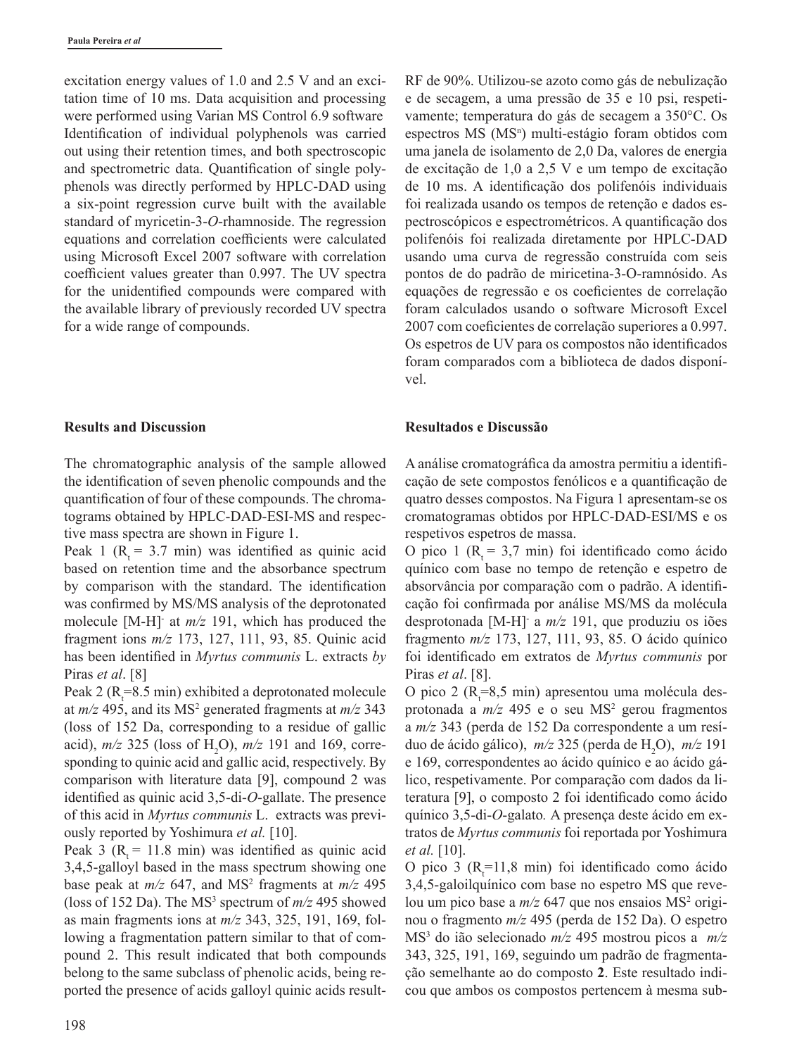excitation energy values of 1.0 and 2.5 V and an excitation time of 10 ms. Data acquisition and processing were performed using Varian MS Control 6.9 software Identification of individual polyphenols was carried out using their retention times, and both spectroscopic and spectrometric data. Quantification of single polyphenols was directly performed by HPLC-DAD using a six-point regression curve built with the available standard of myricetin-3-*O*-rhamnoside. The regression equations and correlation coefficients were calculated using Microsoft Excel 2007 software with correlation coefficient values greater than 0.997. The UV spectra for the unidentified compounds were compared with the available library of previously recorded UV spectra for a wide range of compounds.

## Results and Discussion

The chromatographic analysis of the sample allowed the identification of seven phenolic compounds and the quantification of four of these compounds. The chromatograms obtained by HPLC-DAD-ESI-MS and respective mass spectra are shown in Figure 1.

Peak 1 ($R_t$ = 3.7 min) was identified as quinic acid based on retention time and the absorbance spectrum by comparison with the standard. The identification was confirmed by MS/MS analysis of the deprotonated molecule $[M-H]^-$ at *m/z* 191, which has produced the fragment ions *m/z* 173, 127, 111, 93, 85. Quinic acid has been identified in *Myrtus communis* L. extracts *by* Piras *et al*. [8]

Peak 2 ($R_t$=8.5 min) exhibited a deprotonated molecule at *m/z* 495, and its $MS^2$ generated fragments at *m/z* 343 (loss of 152 Da, corresponding to a residue of gallic acid), *m/z* 325 (loss of $H_2O$), *m/z* 191 and 169, corresponding to quinic acid and gallic acid, respectively. By comparison with literature data [9], compound 2 was identified as quinic acid 3,5-di-*O*-gallate. The presence of this acid in *Myrtus communis* L. extracts was previously reported by Yoshimura *et al.* [10].

Peak 3 ($R_t$ = 11.8 min) was identified as quinic acid 3,4,5-galloyl based in the mass spectrum showing one base peak at *m/z* 647, and $MS^2$ fragments at *m/z* 495 (loss of 152 Da). The $MS^3$ spectrum of *m/z* 495 showed as main fragments ions at *m/z* 343, 325, 191, 169, following a fragmentation pattern similar to that of compound 2. This result indicated that both compounds belong to the same subclass of phenolic acids, being reported the presence of acids galloyl quinic acids result-

RF de 90%. Utilizou-se azoto como gás de nebulização e de secagem, a uma pressão de 35 e 10 psi, respetivamente; temperatura do gás de secagem a 350°C. Os espectros MS ($MS^n$) multi-estágio foram obtidos com uma janela de isolamento de 2,0 Da, valores de energia de excitação de 1,0 a 2,5 V e um tempo de excitação de 10 ms. A identificação dos polifenóis individuais foi realizada usando os tempos de retenção e dados espectroscópicos e espectrométricos. A quantificação dos polifenóis foi realizada diretamente por HPLC-DAD usando uma curva de regressão construída com seis pontos de do padrão de miricetina-3-O-ramnósido. As equações de regressão e os coeficientes de correlação foram calculados usando o software Microsoft Excel 2007 com coeficientes de correlação superiores a 0.997. Os espetros de UV para os compostos não identificados foram comparados com a biblioteca de dados disponível.

## Resultados e Discussão

A análise cromatográfica da amostra permitiu a identificação de sete compostos fenólicos e a quantificação de quatro desses compostos. Na Figura 1 apresentam-se os cromatogramas obtidos por HPLC-DAD-ESI/MS e os respetivos espetros de massa.

O pico 1 ($R_t$ = 3,7 min) foi identificado como ácido quínico com base no tempo de retenção e espetro de absorvância por comparação com o padrão. A identificação foi confirmada por análise MS/MS da molécula desprotonada $[M-H]^-$ a *m/z* 191, que produziu os iões fragmento *m/z* 173, 127, 111, 93, 85. O ácido quínico foi identificado em extratos de *Myrtus communis* por Piras *et al*. [8].

O pico 2 ($R_t$=8,5 min) apresentou uma molécula desprotonada a *m/z* 495 e o seu $MS^2$ gerou fragmentos a *m/z* 343 (perda de 152 Da correspondente a um resíduo de ácido gálico), *m/z* 325 (perda de $H_2O$), *m/z* 191 e 169, correspondentes ao ácido quínico e ao ácido gálico, respetivamente. Por comparação com dados da literatura [9], o composto 2 foi identificado como ácido quínico 3,5-di-*O*-galato. A presença deste ácido em extratos de *Myrtus communis* foi reportada por Yoshimura *et al.* [10].

O pico 3 ($R_t$=11,8 min) foi identificado como ácido 3,4,5-galoilquínico com base no espetro MS que revelou um pico base a *m/z* 647 que nos ensaios $MS^2$ originou o fragmento *m/z* 495 (perda de 152 Da). O espetro $MS^3$ do ião selecionado *m/z* 495 mostrou picos a *m/z* 343, 325, 191, 169, seguindo um padrão de fragmentação semelhante ao do composto **2**. Este resultado indicou que ambos os compostos pertencem à mesma sub-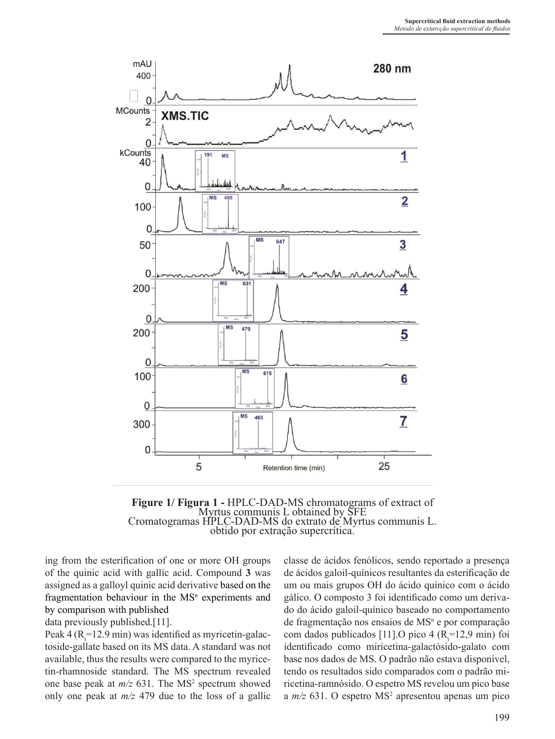**Figure 1/ Figura 1 -** HPLC-DAD-MS chromatograms of extract of Myrtus communis L obtained by SFE
Cromatogramas HPLC-DAD-MS do extrato de Myrtus communis L. obtido por extração supercrítica.

ing from the esterification of one or more OH groups of the quinic acid with gallic acid. Compound **3** was assigned as a galloyl quinic acid derivative based on the fragmentation behaviour in the $MS^n$ experiments and by comparison with published
data previously published.[11].

Peak 4 ($R_t$=12.9 min) was identified as myricetin-galactoside-gallate based on its MS data. A standard was not available, thus the results were compared to the myricetin-rhamnoside standard. The MS spectrum revealed one base peak at *m/z* 631. The $MS^2$ spectrum showed only one peak at *m/z* 479 due to the loss of a gallic

classe de ácidos fenólicos, sendo reportado a presença de ácidos galoil-químicos resultantes da esterificação de um ou mais grupos OH do ácido químico com o ácido gálico. O composto 3 foi identificado como um derivado do ácido galoil-químico baseado no comportamento de fragmentação nos ensaios de $MS^n$ e por comparação com dados publicados [11].O pico 4 ($R_t$=12,9 min) foi identificado como miricetina-galactósido-galato com base nos dados de MS. O padrão não estava disponível, tendo os resultados sido comparados com o padrão miricetina-ramnósido. O espetro MS revelou um pico base a *m/z* 631. O espetro $MS^2$ apresentou apenas um pico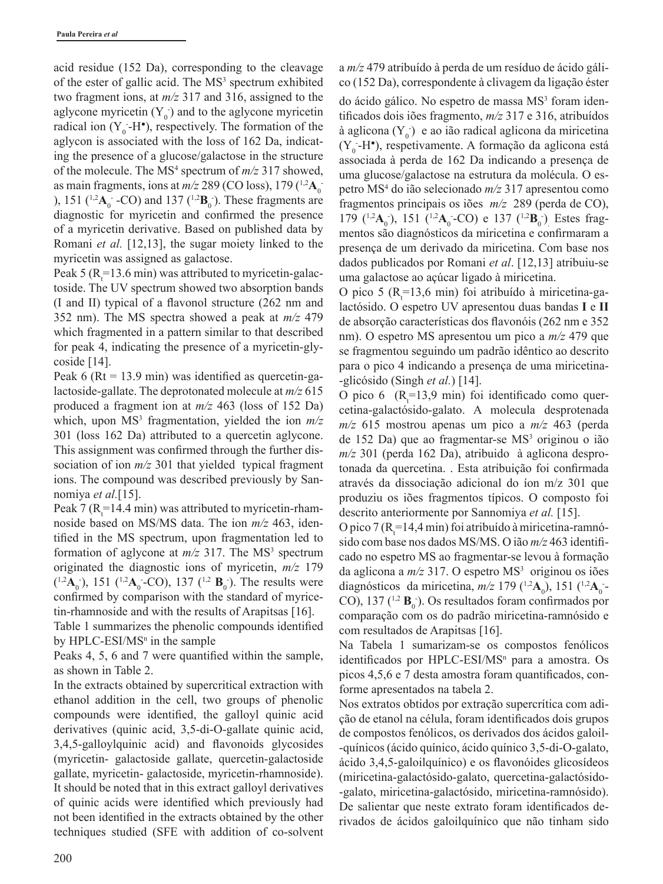acid residue (152 Da), corresponding to the cleavage of the ester of gallic acid. The $MS^3$ spectrum exhibited two fragment ions, at *m/z* 317 and 316, assigned to the aglycone myricetin ($Y_0^-$) and to the aglycone myricetin radical ion ($Y_0^-$-H•), respectively. The formation of the aglycon is associated with the loss of 162 Da, indicating the presence of a glucose/galactose in the structure of the molecule. The $MS^4$ spectrum of *m/z* 317 showed, as main fragments, ions at *m/z* 289 (CO loss), 179 ($^{1,2}\mathbf{A}_0^-$), 151 ($^{1,2}\mathbf{A}_0^-$ -CO) and 137 ($^{1,2}\mathbf{B}_0^-$). These fragments are diagnostic for myricetin and confirmed the presence of a myricetin derivative. Based on published data by Romani *et al.* [12,13], the sugar moiety linked to the myricetin was assigned as galactose.

Peak 5 ($R_t$=13.6 min) was attributed to myricetin-galactoside. The UV spectrum showed two absorption bands (I and II) typical of a flavonol structure (262 nm and 352 nm). The MS spectra showed a peak at *m/z* 479 which fragmented in a pattern similar to that described for peak 4, indicating the presence of a myricetin-glycoside [14].

Peak 6 (Rt = 13.9 min) was identified as quercetin-galactoside-gallate. The deprotonated molecule at *m/z* 615 produced a fragment ion at *m/z* 463 (loss of 152 Da) which, upon $MS^3$ fragmentation, yielded the ion *m/z* 301 (loss 162 Da) attributed to a quercetin aglycone. This assignment was confirmed through the further dissociation of ion *m/z* 301 that yielded typical fragment ions. The compound was described previously by Sannomiya *et al.*[15].

Peak 7 ($R_t$=14.4 min) was attributed to myricetin-rhamnoside based on MS/MS data. The ion *m/z* 463, identified in the MS spectrum, upon fragmentation led to formation of aglycone at *m/z* 317. The $MS^3$ spectrum originated the diagnostic ions of myricetin, *m/z* 179 ($^{1,2}\mathbf{A}_0^-$), 151 ($^{1,2}\mathbf{A}_0^-$-CO), 137 ($^{1,2}$ $\mathbf{B}_0^-$). The results were confirmed by comparison with the standard of myricetin-rhamnoside and with the results of Arapitsas [16].

Table 1 summarizes the phenolic compounds identified by HPLC-ESI/$MS^n$ in the sample

Peaks 4, 5, 6 and 7 were quantified within the sample, as shown in Table 2.

In the extracts obtained by supercritical extraction with ethanol addition in the cell, two groups of phenolic compounds were identified, the galloyl quinic acid derivatives (quinic acid, 3,5-di-O-gallate quinic acid, 3,4,5-galloylquinic acid) and flavonoids glycosides (myricetin- galactoside gallate, quercetin-galactoside gallate, myricetin- galactoside, myricetin-rhamnoside). It should be noted that in this extract galloyl derivatives of quinic acids were identified which previously had not been identified in the extracts obtained by the other techniques studied (SFE with addition of co-solvent

a *m/z* 479 atribuído à perda de um resíduo de ácido gálico (152 Da), correspondente à clivagem da ligação éster do ácido gálico. No espetro de massa $MS^3$ foram identificados dois iões fragmento, *m/z* 317 e 316, atribuídos à aglicona ($Y_0^-$) e ao ião radical aglicona da miricetina ($Y_0^-$-H•), respetivamente. A formação da aglicona está associada à perda de 162 Da indicando a presença de uma glucose/galactose na estrutura da molécula. O espetro $MS^4$ do ião selecionado *m/z* 317 apresentou como fragmentos principais os iões *m/z* 289 (perda de CO), 179 ($^{1,2}\mathbf{A}_0^-$), 151 ($^{1,2}\mathbf{A}_0^-$-CO) e 137 ($^{1,2}\mathbf{B}_0^-$). Estes fragmentos são diagnósticos da miricetina e confirmaram a presença de um derivado da miricetina. Com base nos dados publicados por Romani *et al*. [12,13] atribuiu-se uma galactose ao açúcar ligado à miricetina.

O pico 5 ($R_t$=13,6 min) foi atribuído à miricetina-galactósido. O espetro UV apresentou duas bandas **I** e **II** de absorção características dos flavonóis (262 nm e 352 nm). O espetro MS apresentou um pico a *m/z* 479 que se fragmentou seguindo um padrão idêntico ao descrito para o pico 4 indicando a presença de uma miricetina-glicósido (Singh *et al.*) [14].

O pico 6 ($R_t$=13,9 min) foi identificado como quercetina-galactósido-galato. A molecula desprotenada *m/z* 615 mostrou apenas um pico a *m/z* 463 (perda de 152 Da) que ao fragmentar-se $MS^3$ originou o ião *m/z* 301 (perda 162 Da), atribuido à aglicona desprotonada da quercetina. . Esta atribuição foi confirmada através da dissociação adicional do íon m/z 301 que produziu os iões fragmentos típicos. O composto foi descrito anteriormente por Sannomiya *et al.* [15].

O pico 7 ($R_t$=14,4 min) foi atribuído à miricetina-ramnósido com base nos dados MS/MS. O ião *m/z* 463 identificado no espetro MS ao fragmentar-se levou à formação da aglicona a *m/z* 317. O espetro $MS^3$ originou os iões diagnósticos da miricetina, *m/z* 179 ($^{1,2}\mathbf{A}_0$), 151 ($^{1,2}\mathbf{A}_0^-$-CO), 137 ($^{1,2}$ $\mathbf{B}_0^-$). Os resultados foram confirmados por comparação com os do padrão miricetina-ramnósido e com resultados de Arapitsas [16].

Na Tabela 1 sumarizam-se os compostos fenólicos identificados por HPLC-ESI/$MS^n$ para a amostra. Os picos 4,5,6 e 7 desta amostra foram quantificados, conforme apresentados na tabela 2.

Nos extratos obtidos por extração supercrítica com adição de etanol na célula, foram identificados dois grupos de compostos fenólicos, os derivados dos ácidos galoil-quínicos (ácido quínico, ácido quínico 3,5-di-O-galato, ácido 3,4,5-galoilquínico) e os flavonóides glicosídeos (miricetina-galactósido-galato, quercetina-galactósido-galato, miricetina-galactósido, miricetina-ramnósido). De salientar que neste extrato foram identificados derivados de ácidos galoilquínico que não tinham sido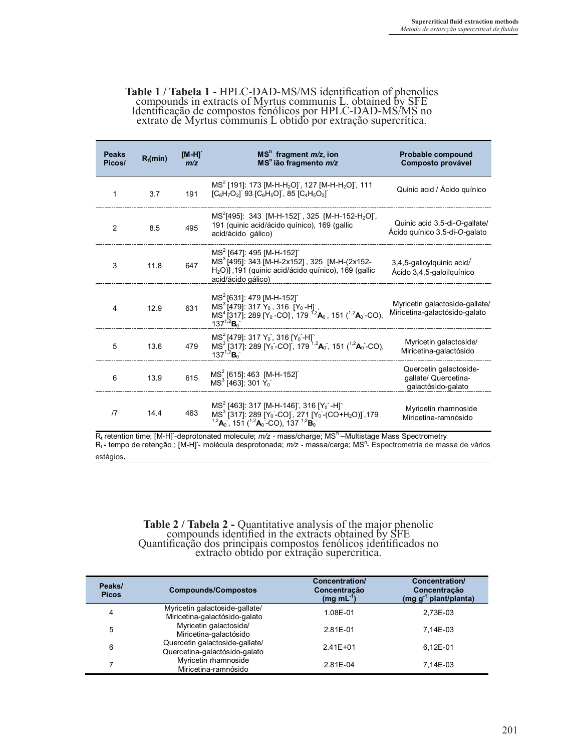**Table 1 / Tabela 1 -** HPLC-DAD-MS/MS identification of phenolics compounds in extracts of Myrtus communis L. obtained by SFE
Identificação de compostos fenólicos por HPLC-DAD-MS/MS no extrato de Myrtus communis L obtido por extração supercrítica.

| Peaks Picos/ | $R_t$(min) | $[M-H]^-$ *m/z* | $MS^n$ fragment *m/z*, ion $MS^n$ ião fragmento *m/z* | Probable compound Composto provável |
|---|---|---|---|---|
| 1 | 3.7 | 191 | $MS^2$ [191]: 173 $[M-H-H_2O]^-$, 127 $[M-H-H_2O]^-$, 111 $[C_6H_7O_2]^-$ 93 $[C_6H_5O]^-$, 85 $[C_4H_5O_2]^-$ | Quinic acid / Ácido químico |
| 2 | 8.5 | 495 | $MS^2$[495]: 343 $[M-H-152]^-$, 325 $[M-H-152-H_2O]^-$, 191 (quinic acid/ácido quínico), 169 (gallic acid/ácido gálico) | Quinic acid 3,5-di-*O*-gallate/ Ácido quínico 3,5-di-*O*-galato |
| 3 | 11.8 | 647 | $MS^2$ [647]: 495 $[M-H-152]^-$ $MS^3$ [495]: 343 $[M-H-2x152]^-$, 325 $[M-H-(2x152-H_2O)]^-$,191 (quinic acid/ácido quínico), 169 (gallic acid/ácido gálico) | 3,4,5-galloylquinic acid/ Ácido 3,4,5-galoilquínico |
| 4 | 12.9 | 631 | $MS^2$ [631]: 479 $[M-H-152]^-$ $MS^3$ [479]: 317 $Y_0^-$, 316 $[Y_0^--H]^-$, $MS^4$ [317]: 289 $[Y_0^--CO]^-$, 179 $^{1,2}A_0^-$, 151 ($^{1,2}A_0^-$-CO), 137 $^{1,2}B_0^-$ | Myricetin galactoside-gallate/ Miricetina-galactósido-galato |
| 5 | 13.6 | 479 | $MS^2$ [479]: 317 $Y_0^-$, 316 $[Y_0^--H]^-$ $MS^3$ [317]: 289 $[Y_0^--CO]^-$, 179 $^{1,2}A_0^-$, 151 ($^{1,2}A_0^-$-CO), 137 $^{1,2}B_0^-$ | Myricetin galactoside/ Miricetina-galactósido |
| 6 | 13.9 | 615 | $MS^2$ [615]: 463 $[M-H-152]^-$ $MS^3$ [463]: 301 $Y_0^-$ | Quercetin galactoside-gallate/ Quercetina-galactósido-galato |
| /7 | 14.4 | 463 | $MS^2$ [463]: 317 $[M-H-146]^-$, 316 $[Y_0^--H]^-$ $MS^3$ [317]: 289 $[Y_0^--CO]^-$, 271 $[Y_0^--(CO+H_2O)]^-$,179 $^{1,2}A_0^-$, 151 ($^{1,2}A_0^-$-CO), 137 $^{1,2}B_0^-$ | Myricetin rhamnoside Miricetina-ramnósido |

$R_t$ retention time; $[M-H]^-$-deprotonated molecule; *m/z* - mass/charge; $MS^n$ –Multistage Mass Spectrometry
$R_t$ - tempo de retenção ; $[M-H]^-$- molécula desprotonada; *m/z* - massa/carga; $MS^n$- Espectrometria de massa de vários estágios.

**Table 2 / Tabela 2 -** Quantitative analysis of the major phenolic compounds identified in the extracts obtained by SFE
Quantificação dos principais compostos fenólicos identificados no extracto obtido por extração supercritica.

| Peaks/ Picos | Compounds/Compostos | Concentration/ Concentração (mg $mL^{-1}$) | Concentration/ Concentração (mg $g^{-1}$ plant/planta) |
|---|---|---|---|
| 4 | Myricetin galactoside-gallate/ Miricetina-galactósido-galato | 1.08E-01 | 2,73E-03 |
| 5 | Myricetin galactoside/ Miricetina-galactósido | 2.81E-01 | 7,14E-03 |
| 6 | Quercetin galactoside-gallate/ Quercetina-galactósido-galato | 2.41E+01 | 6,12E-01 |
| 7 | Myricetin rhamnoside Miricetina-ramnósido | 2.81E-04 | 7,14E-03 |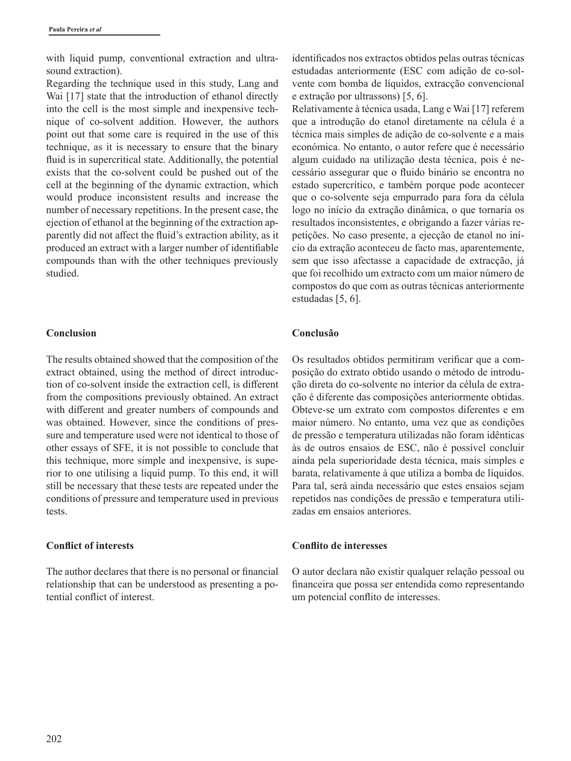with liquid pump, conventional extraction and ultrasound extraction).

Regarding the technique used in this study, Lang and Wai [17] state that the introduction of ethanol directly into the cell is the most simple and inexpensive technique of co-solvent addition. However, the authors point out that some care is required in the use of this technique, as it is necessary to ensure that the binary fluid is in supercritical state. Additionally, the potential exists that the co-solvent could be pushed out of the cell at the beginning of the dynamic extraction, which would produce inconsistent results and increase the number of necessary repetitions. In the present case, the ejection of ethanol at the beginning of the extraction apparently did not affect the fluid's extraction ability, as it produced an extract with a larger number of identifiable compounds than with the other techniques previously studied.

## Conclusion

The results obtained showed that the composition of the extract obtained, using the method of direct introduction of co-solvent inside the extraction cell, is different from the compositions previously obtained. An extract with different and greater numbers of compounds and was obtained. However, since the conditions of pressure and temperature used were not identical to those of other essays of SFE, it is not possible to conclude that this technique, more simple and inexpensive, is superior to one utilising a liquid pump. To this end, it will still be necessary that these tests are repeated under the conditions of pressure and temperature used in previous tests.

## Conflict of interests

The author declares that there is no personal or financial relationship that can be understood as presenting a potential conflict of interest.

identificados nos extractos obtidos pelas outras técnicas estudadas anteriormente (ESC com adição de co-solvente com bomba de líquidos, extracção convencional e extração por ultrassons) [5, 6].

Relativamente à técnica usada, Lang e Wai [17] referem que a introdução do etanol diretamente na célula é a técnica mais simples de adição de co-solvente e a mais económica. No entanto, o autor refere que é necessário algum cuidado na utilização desta técnica, pois é necessário assegurar que o fluido binário se encontra no estado supercrítico, e também porque pode acontecer que o co-solvente seja empurrado para fora da célula logo no início da extração dinâmica, o que tornaria os resultados inconsistentes, e obrigando a fazer várias repetições. No caso presente, a ejecção de etanol no início da extração aconteceu de facto mas, aparentemente, sem que isso afectasse a capacidade de extracção, já que foi recolhido um extracto com um maior número de compostos do que com as outras técnicas anteriormente estudadas [5, 6].

## Conclusão

Os resultados obtidos permitiram verificar que a composição do extrato obtido usando o método de introdução direta do co-solvente no interior da célula de extração é diferente das composições anteriormente obtidas. Obteve-se um extrato com compostos diferentes e em maior número. No entanto, uma vez que as condições de pressão e temperatura utilizadas não foram idênticas às de outros ensaios de ESC, não é possível concluir ainda pela superioridade desta técnica, mais simples e barata, relativamente à que utiliza a bomba de líquidos. Para tal, será ainda necessário que estes ensaios sejam repetidos nas condições de pressão e temperatura utilizadas em ensaios anteriores.

## Conflito de interesses

O autor declara não existir qualquer relação pessoal ou financeira que possa ser entendida como representando um potencial conflito de interesses.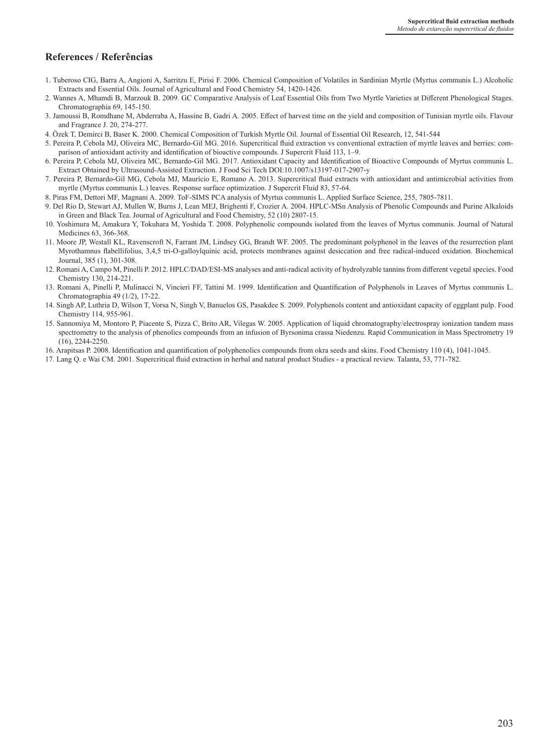## References / Referências

1. Tuberoso CIG, Barra A, Angioni A, Sarritzu E, Pirisi F. 2006. Chemical Composition of Volatiles in Sardinian Myrtle (Myrtus communis L.) Alcoholic Extracts and Essential Oils. Journal of Agricultural and Food Chemistry 54, 1420-1426.
2. Wannes A, Mhamdi B, Marzouk B. 2009. GC Comparative Analysis of Leaf Essential Oils from Two Myrtle Varieties at Different Phenological Stages. Chromatographia 69, 145-150.
3. Jamoussi B, Romdhane M, Abderraba A, Hassine B, Gadri A. 2005. Effect of harvest time on the yield and composition of Tunisian myrtle oils. Flavour and Fragrance J. 20, 274-277.
4. Özek T, Demirci B, Baser K. 2000. Chemical Composition of Turkish Myrtle Oil. Journal of Essential Oil Research, 12, 541-544
5. Pereira P, Cebola MJ, Oliveira MC, Bernardo-Gil MG. 2016. Supercritical fluid extraction vs conventional extraction of myrtle leaves and berries: comparison of antioxidant activity and identification of bioactive compounds. J Supercrit Fluid 113, 1–9.
6. Pereira P, Cebola MJ, Oliveira MC, Bernardo-Gil MG. 2017. Antioxidant Capacity and Identification of Bioactive Compounds of Myrtus communis L. Extract Obtained by Ultrasound-Assisted Extraction. J Food Sci Tech DOI:10.1007/s13197-017-2907-y
7. Pereira P, Bernardo-Gil MG, Cebola MJ, Maurício E, Romano A. 2013. Supercritical fluid extracts with antioxidant and antimicrobial activities from myrtle (Myrtus communis L.) leaves. Response surface optimization. J Supercrit Fluid 83, 57-64.
8. Piras FM, Dettori MF, Magnani A. 2009. ToF-SIMS PCA analysis of Myrtus communis L. Applied Surface Science, 255, 7805-7811.
9. Del Rio D, Stewart AJ, Mullen W, Burns J, Lean MEJ, Brighenti F, Crozier A. 2004. HPLC-MSn Analysis of Phenolic Compounds and Purine Alkaloids in Green and Black Tea. Journal of Agricultural and Food Chemistry, 52 (10) 2807-15.
10. Yoshimura M, Amakura Y, Tokuhara M, Yoshida T. 2008. Polyphenolic compounds isolated from the leaves of Myrtus communis. Journal of Natural Medicines 63, 366-368.
11. Moore JP, Westall KL, Ravenscroft N, Farrant JM, Lindsey GG, Brandt WF. 2005. The predominant polyphenol in the leaves of the resurrection plant Myrothamnus flabellifolius, 3,4,5 tri-O-galloylquinic acid, protects membranes against desiccation and free radical-induced oxidation. Biochemical Journal, 385 (1), 301-308.
12. Romani A, Campo M, Pinelli P. 2012. HPLC/DAD/ESI-MS analyses and anti-radical activity of hydrolyzable tannins from different vegetal species. Food Chemistry 130, 214-221.
13. Romani A, Pinelli P, Mulinacci N, Vincieri FF, Tattini M. 1999. Identification and Quantification of Polyphenols in Leaves of Myrtus communis L. Chromatographia 49 (1/2), 17-22.
14. Singh AP, Luthria D, Wilson T, Vorsa N, Singh V, Banuelos GS, Pasakdee S. 2009. Polyphenols content and antioxidant capacity of eggplant pulp. Food Chemistry 114, 955-961.
15. Sannomiya M, Montoro P, Piacente S, Pizza C, Brito AR, Vilegas W. 2005. Application of liquid chromatography/electrospray ionization tandem mass spectrometry to the analysis of phenolics compounds from an infusion of Byrsonima crassa Niedenzu. Rapid Communication in Mass Spectrometry 19 (16), 2244-2250.
16. Arapitsas P. 2008. Identification and quantification of polyphenolics compounds from okra seeds and skins. Food Chemistry 110 (4), 1041-1045.
17. Lang Q. e Wai CM. 2001. Supercritical fluid extraction in herbal and natural product Studies - a practical review. Talanta, 53, 771-782.